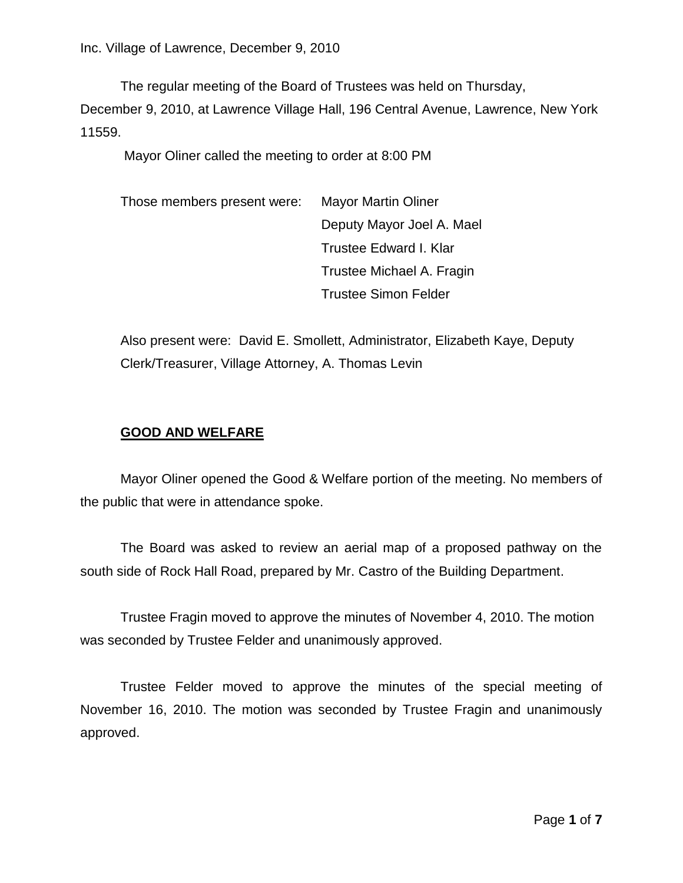Inc. Village of Lawrence, December 9, 2010

The regular meeting of the Board of Trustees was held on Thursday, December 9, 2010, at Lawrence Village Hall, 196 Central Avenue, Lawrence, New York 11559.

Mayor Oliner called the meeting to order at 8:00 PM

Those members present were: Mayor Martin Oliner
Deputy Mayor Joel A. Mael
Trustee Edward I. Klar
Trustee Michael A. Fragin
Trustee Simon Felder

Also present were: David E. Smollett, Administrator, Elizabeth Kaye, Deputy Clerk/Treasurer, Village Attorney, A. Thomas Levin

## GOOD AND WELFARE

Mayor Oliner opened the Good & Welfare portion of the meeting. No members of the public that were in attendance spoke.

The Board was asked to review an aerial map of a proposed pathway on the south side of Rock Hall Road, prepared by Mr. Castro of the Building Department.

Trustee Fragin moved to approve the minutes of November 4, 2010. The motion was seconded by Trustee Felder and unanimously approved.

Trustee Felder moved to approve the minutes of the special meeting of November 16, 2010. The motion was seconded by Trustee Fragin and unanimously approved.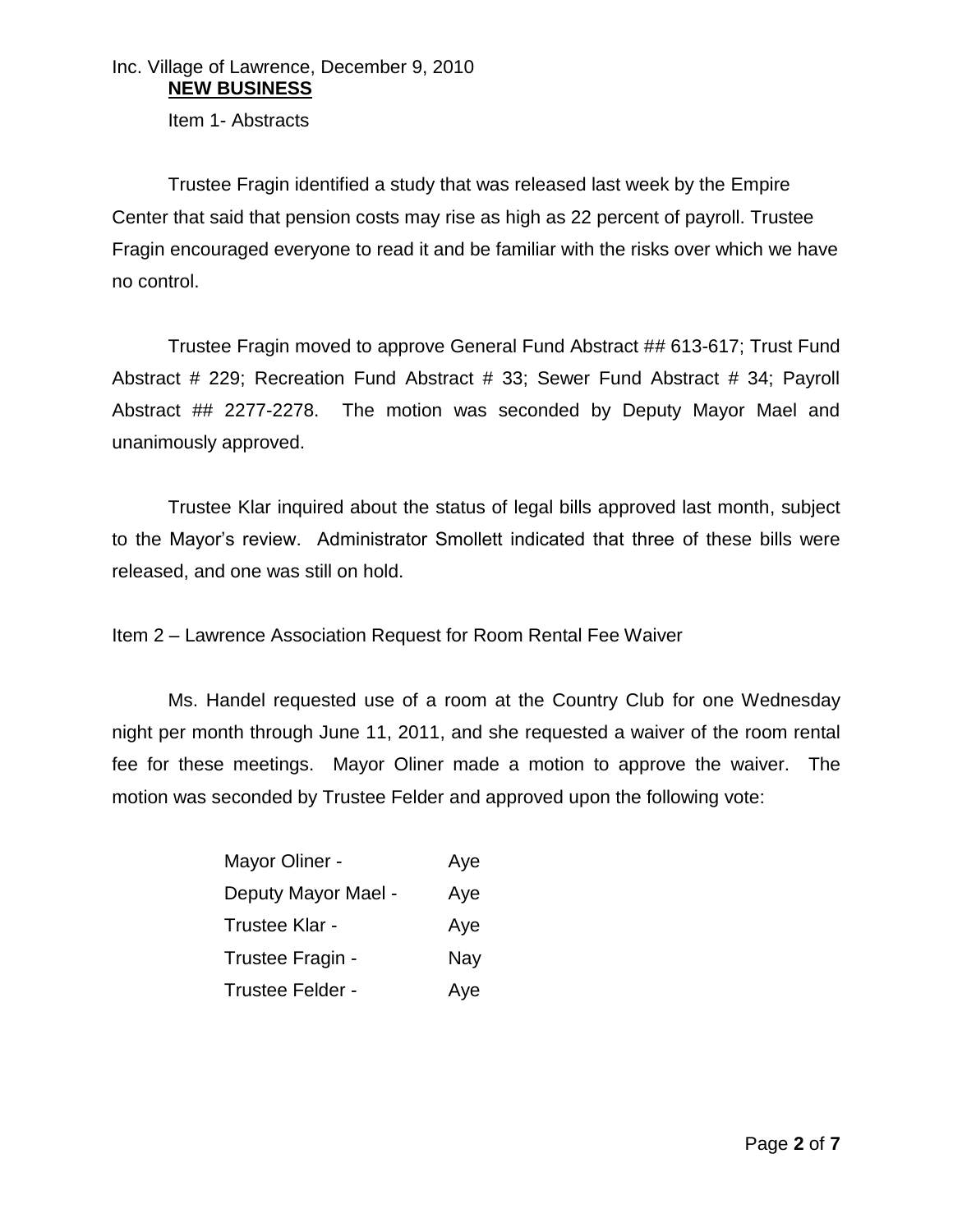## NEW BUSINESS

Item 1- Abstracts

Trustee Fragin identified a study that was released last week by the Empire Center that said that pension costs may rise as high as 22 percent of payroll. Trustee Fragin encouraged everyone to read it and be familiar with the risks over which we have no control.

Trustee Fragin moved to approve General Fund Abstract ## 613-617; Trust Fund Abstract # 229; Recreation Fund Abstract # 33; Sewer Fund Abstract # 34; Payroll Abstract ## 2277-2278. The motion was seconded by Deputy Mayor Mael and unanimously approved.

Trustee Klar inquired about the status of legal bills approved last month, subject to the Mayor's review. Administrator Smollett indicated that three of these bills were released, and one was still on hold.

Item 2 – Lawrence Association Request for Room Rental Fee Waiver

Ms. Handel requested use of a room at the Country Club for one Wednesday night per month through June 11, 2011, and she requested a waiver of the room rental fee for these meetings. Mayor Oliner made a motion to approve the waiver. The motion was seconded by Trustee Felder and approved upon the following vote:

| | |
|---|---|
| Mayor Oliner - | Aye |
| Deputy Mayor Mael - | Aye |
| Trustee Klar - | Aye |
| Trustee Fragin - | Nay |
| Trustee Felder - | Aye |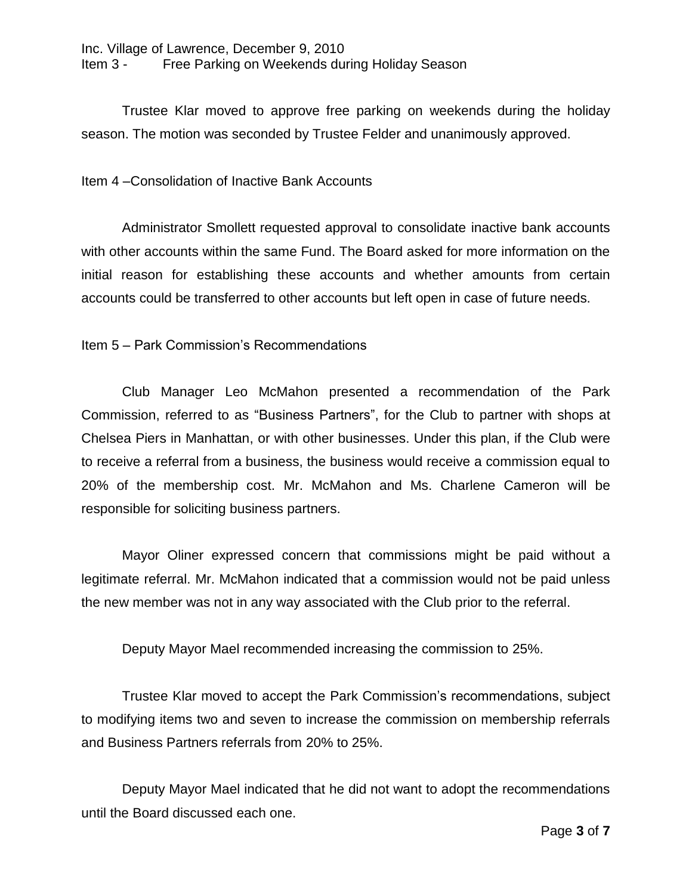Inc. Village of Lawrence, December 9, 2010

Item 3 - Free Parking on Weekends during Holiday Season

Trustee Klar moved to approve free parking on weekends during the holiday season. The motion was seconded by Trustee Felder and unanimously approved.

Item 4 –Consolidation of Inactive Bank Accounts

Administrator Smollett requested approval to consolidate inactive bank accounts with other accounts within the same Fund. The Board asked for more information on the initial reason for establishing these accounts and whether amounts from certain accounts could be transferred to other accounts but left open in case of future needs.

Item 5 – Park Commission's Recommendations

Club Manager Leo McMahon presented a recommendation of the Park Commission, referred to as "Business Partners", for the Club to partner with shops at Chelsea Piers in Manhattan, or with other businesses. Under this plan, if the Club were to receive a referral from a business, the business would receive a commission equal to 20% of the membership cost. Mr. McMahon and Ms. Charlene Cameron will be responsible for soliciting business partners.

Mayor Oliner expressed concern that commissions might be paid without a legitimate referral. Mr. McMahon indicated that a commission would not be paid unless the new member was not in any way associated with the Club prior to the referral.

Deputy Mayor Mael recommended increasing the commission to 25%.

Trustee Klar moved to accept the Park Commission's recommendations, subject to modifying items two and seven to increase the commission on membership referrals and Business Partners referrals from 20% to 25%.

Deputy Mayor Mael indicated that he did not want to adopt the recommendations until the Board discussed each one.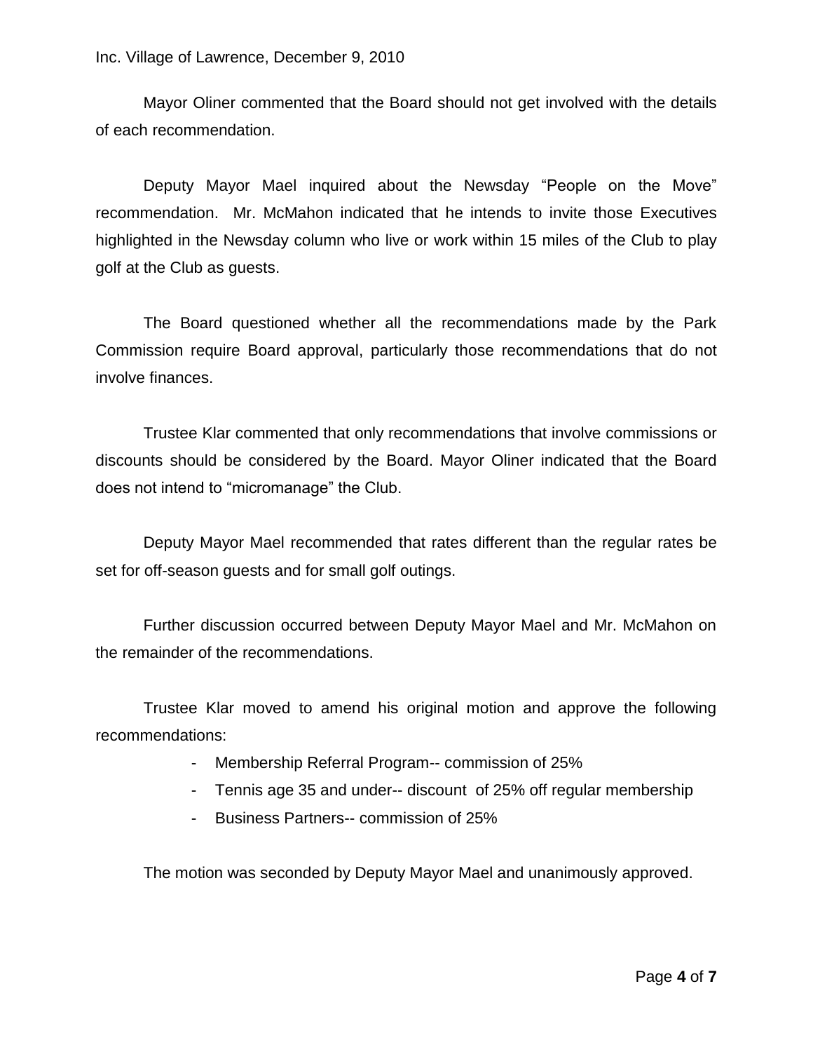Mayor Oliner commented that the Board should not get involved with the details of each recommendation.

Deputy Mayor Mael inquired about the Newsday “People on the Move” recommendation. Mr. McMahon indicated that he intends to invite those Executives highlighted in the Newsday column who live or work within 15 miles of the Club to play golf at the Club as guests.

The Board questioned whether all the recommendations made by the Park Commission require Board approval, particularly those recommendations that do not involve finances.

Trustee Klar commented that only recommendations that involve commissions or discounts should be considered by the Board. Mayor Oliner indicated that the Board does not intend to “micromanage” the Club.

Deputy Mayor Mael recommended that rates different than the regular rates be set for off-season guests and for small golf outings.

Further discussion occurred between Deputy Mayor Mael and Mr. McMahon on the remainder of the recommendations.

Trustee Klar moved to amend his original motion and approve the following recommendations:

- Membership Referral Program-- commission of 25%
- Tennis age 35 and under-- discount of 25% off regular membership
- Business Partners-- commission of 25%

The motion was seconded by Deputy Mayor Mael and unanimously approved.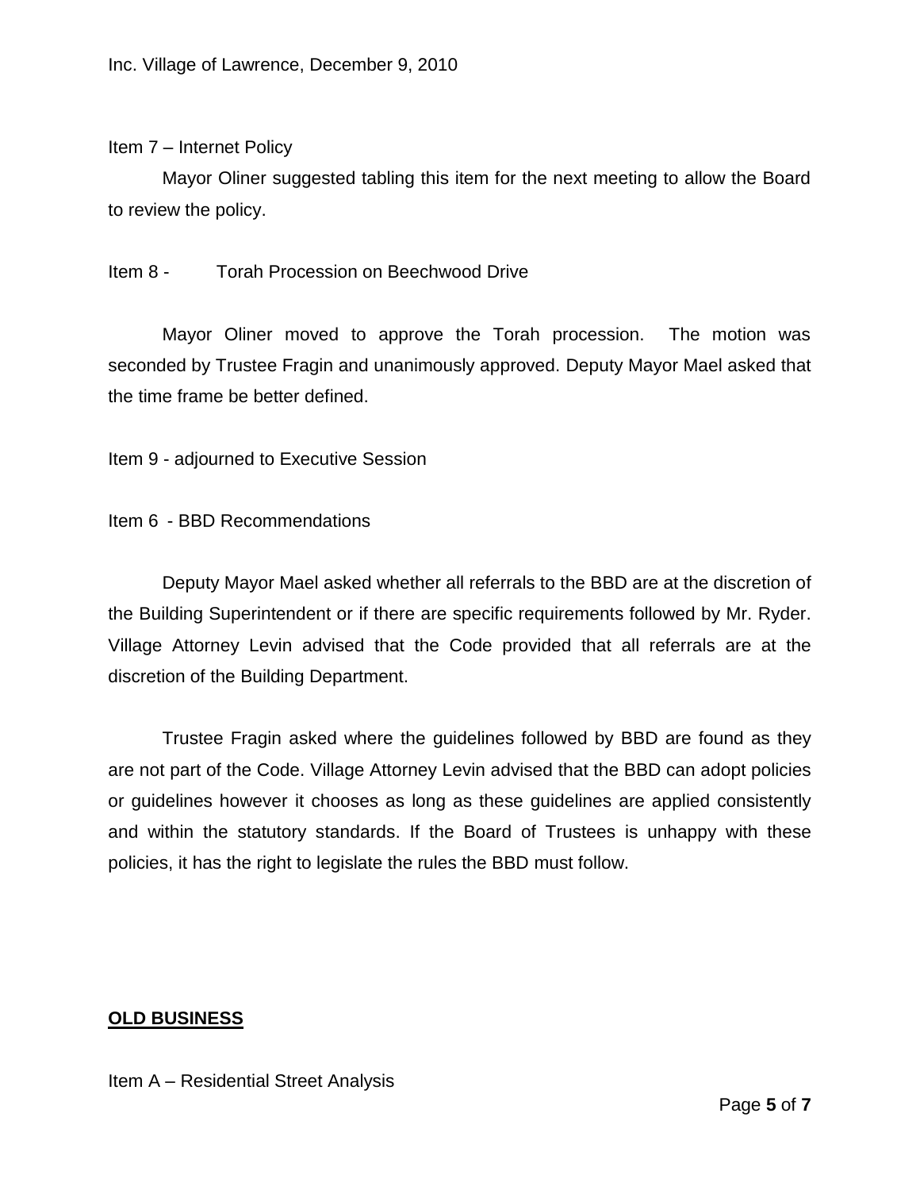Item 7 – Internet Policy

Mayor Oliner suggested tabling this item for the next meeting to allow the Board to review the policy.

Item 8 - Torah Procession on Beechwood Drive

Mayor Oliner moved to approve the Torah procession. The motion was seconded by Trustee Fragin and unanimously approved. Deputy Mayor Mael asked that the time frame be better defined.

Item 9 - adjourned to Executive Session

Item 6 - BBD Recommendations

Deputy Mayor Mael asked whether all referrals to the BBD are at the discretion of the Building Superintendent or if there are specific requirements followed by Mr. Ryder. Village Attorney Levin advised that the Code provided that all referrals are at the discretion of the Building Department.

Trustee Fragin asked where the guidelines followed by BBD are found as they are not part of the Code. Village Attorney Levin advised that the BBD can adopt policies or guidelines however it chooses as long as these guidelines are applied consistently and within the statutory standards. If the Board of Trustees is unhappy with these policies, it has the right to legislate the rules the BBD must follow.

**OLD BUSINESS**

Item A – Residential Street Analysis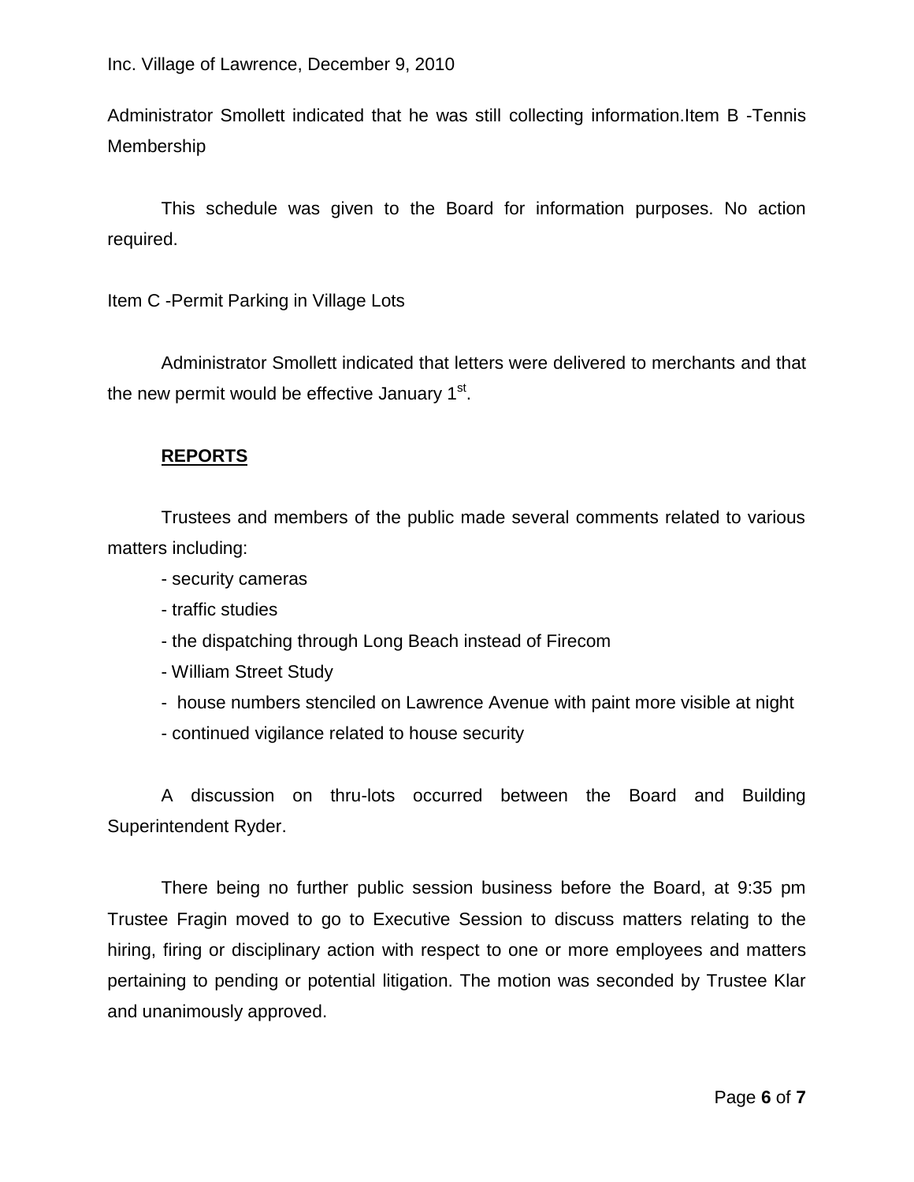Administrator Smollett indicated that he was still collecting information.Item B -Tennis Membership

This schedule was given to the Board for information purposes. No action required.

Item C -Permit Parking in Village Lots

Administrator Smollett indicated that letters were delivered to merchants and that the new permit would be effective January 1st.

**REPORTS**

Trustees and members of the public made several comments related to various matters including:

- security cameras
- traffic studies
- the dispatching through Long Beach instead of Firecom
- William Street Study
- house numbers stenciled on Lawrence Avenue with paint more visible at night
- continued vigilance related to house security

A discussion on thru-lots occurred between the Board and Building Superintendent Ryder.

There being no further public session business before the Board, at 9:35 pm Trustee Fragin moved to go to Executive Session to discuss matters relating to the hiring, firing or disciplinary action with respect to one or more employees and matters pertaining to pending or potential litigation. The motion was seconded by Trustee Klar and unanimously approved.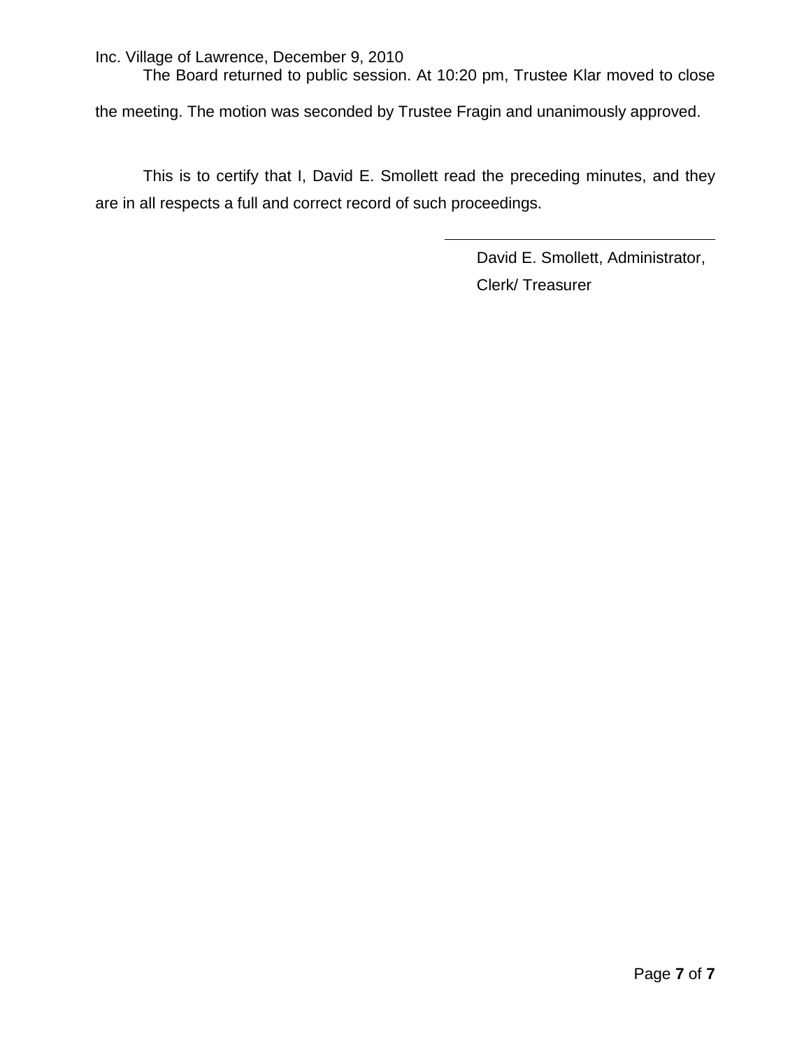The Board returned to public session. At 10:20 pm, Trustee Klar moved to close the meeting. The motion was seconded by Trustee Fragin and unanimously approved.

This is to certify that I, David E. Smollett read the preceding minutes, and they are in all respects a full and correct record of such proceedings.

David E. Smollett, Administrator,
Clerk/ Treasurer